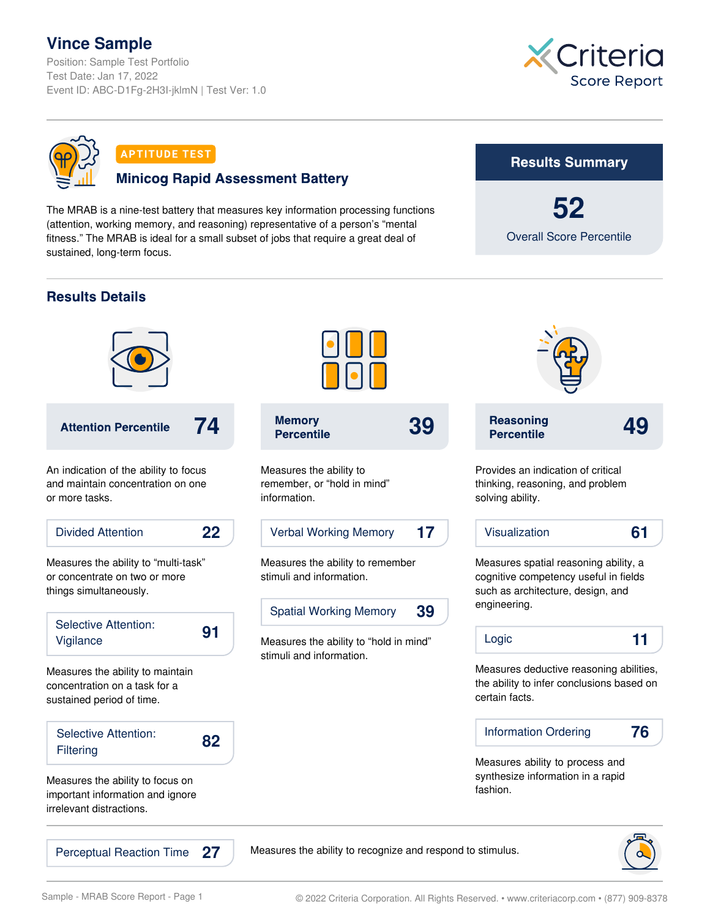# Vince Sample

Position: Sample Test Portfolio
Test Date: Jan 17, 2022
Event ID: ABC-D1Fg-2H3I-jklmN | Test Ver: 1.0

Criteria Score Report

**APTITUDE TEST**

## Minicog Rapid Assessment Battery

The MRAB is a nine-test battery that measures key information processing functions (attention, working memory, and reasoning) representative of a person's "mental fitness." The MRAB is ideal for a small subset of jobs that require a great deal of sustained, long-term focus.

### Results Summary

**52**
Overall Score Percentile

## Results Details

### Attention Percentile: 74

An indication of the ability to focus and maintain concentration on one or more tasks.

**Divided Attention: 22**

Measures the ability to "multi-task" or concentrate on two or more things simultaneously.

**Selective Attention: Vigilance: 91**

Measures the ability to maintain concentration on a task for a sustained period of time.

**Selective Attention: Filtering: 82**

Measures the ability to focus on important information and ignore irrelevant distractions.

### Memory Percentile: 39

Measures the ability to remember, or "hold in mind" information.

**Verbal Working Memory: 17**

Measures the ability to remember stimuli and information.

**Spatial Working Memory: 39**

Measures the ability to "hold in mind" stimuli and information.

### Reasoning Percentile: 49

Provides an indication of critical thinking, reasoning, and problem solving ability.

**Visualization: 61**

Measures spatial reasoning ability, a cognitive competency useful in fields such as architecture, design, and engineering.

**Logic: 11**

Measures deductive reasoning abilities, the ability to infer conclusions based on certain facts.

**Information Ordering: 76**

Measures ability to process and synthesize information in a rapid fashion.

**Perceptual Reaction Time: 27**

Measures the ability to recognize and respond to stimulus.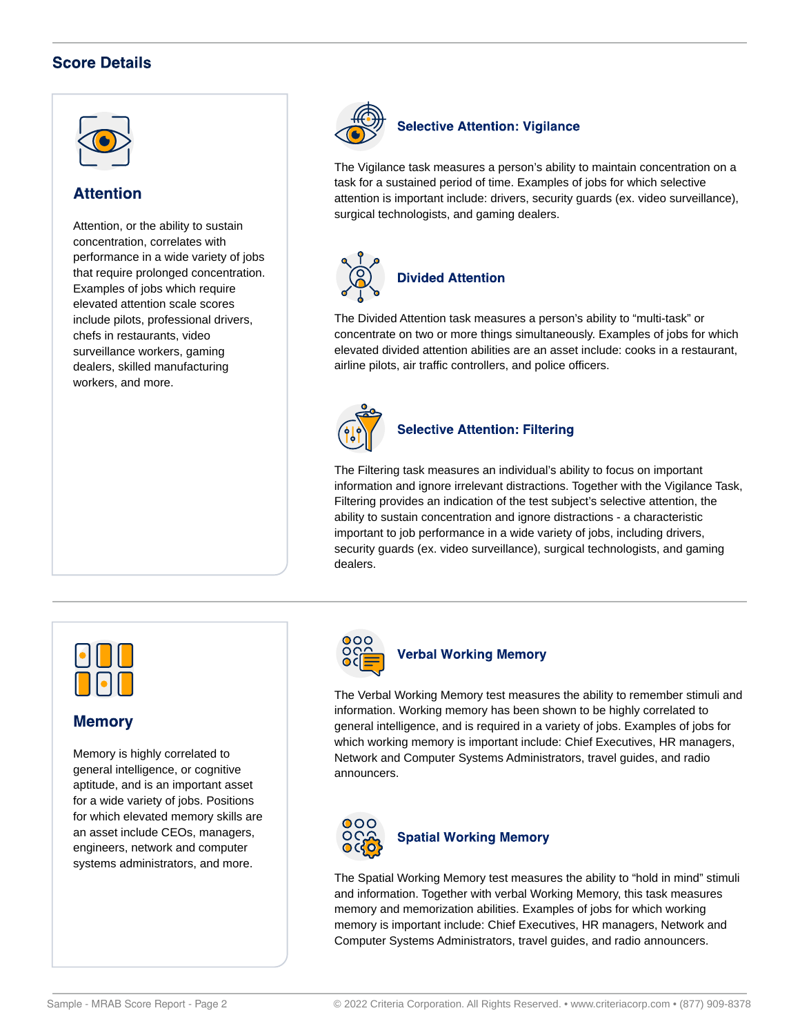## Score Details

### Attention

Attention, or the ability to sustain concentration, correlates with performance in a wide variety of jobs that require prolonged concentration. Examples of jobs which require elevated attention scale scores include pilots, professional drivers, chefs in restaurants, video surveillance workers, gaming dealers, skilled manufacturing workers, and more.

#### Selective Attention: Vigilance

The Vigilance task measures a person's ability to maintain concentration on a task for a sustained period of time. Examples of jobs for which selective attention is important include: drivers, security guards (ex. video surveillance), surgical technologists, and gaming dealers.

#### Divided Attention

The Divided Attention task measures a person's ability to "multi-task" or concentrate on two or more things simultaneously. Examples of jobs for which elevated divided attention abilities are an asset include: cooks in a restaurant, airline pilots, air traffic controllers, and police officers.

#### Selective Attention: Filtering

The Filtering task measures an individual's ability to focus on important information and ignore irrelevant distractions. Together with the Vigilance Task, Filtering provides an indication of the test subject's selective attention, the ability to sustain concentration and ignore distractions - a characteristic important to job performance in a wide variety of jobs, including drivers, security guards (ex. video surveillance), surgical technologists, and gaming dealers.

### Memory

Memory is highly correlated to general intelligence, or cognitive aptitude, and is an important asset for a wide variety of jobs. Positions for which elevated memory skills are an asset include CEOs, managers, engineers, network and computer systems administrators, and more.

#### Verbal Working Memory

The Verbal Working Memory test measures the ability to remember stimuli and information. Working memory has been shown to be highly correlated to general intelligence, and is required in a variety of jobs. Examples of jobs for which working memory is important include: Chief Executives, HR managers, Network and Computer Systems Administrators, travel guides, and radio announcers.

#### Spatial Working Memory

The Spatial Working Memory test measures the ability to "hold in mind" stimuli and information. Together with verbal Working Memory, this task measures memory and memorization abilities. Examples of jobs for which working memory is important include: Chief Executives, HR managers, Network and Computer Systems Administrators, travel guides, and radio announcers.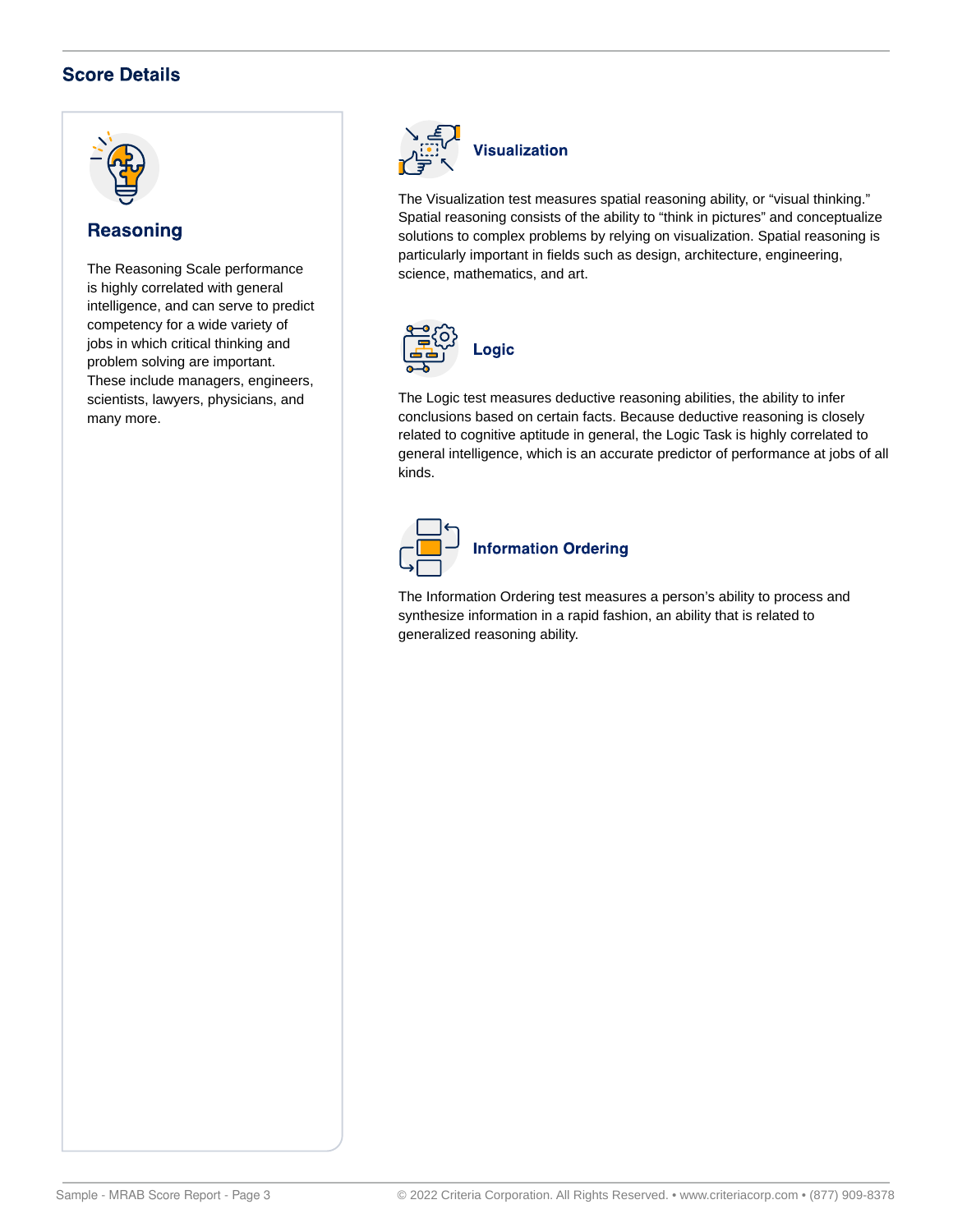## Score Details

### Reasoning

The Reasoning Scale performance is highly correlated with general intelligence, and can serve to predict competency for a wide variety of jobs in which critical thinking and problem solving are important. These include managers, engineers, scientists, lawyers, physicians, and many more.

### Visualization

The Visualization test measures spatial reasoning ability, or "visual thinking." Spatial reasoning consists of the ability to "think in pictures" and conceptualize solutions to complex problems by relying on visualization. Spatial reasoning is particularly important in fields such as design, architecture, engineering, science, mathematics, and art.

### Logic

The Logic test measures deductive reasoning abilities, the ability to infer conclusions based on certain facts. Because deductive reasoning is closely related to cognitive aptitude in general, the Logic Task is highly correlated to general intelligence, which is an accurate predictor of performance at jobs of all kinds.

### Information Ordering

The Information Ordering test measures a person's ability to process and synthesize information in a rapid fashion, an ability that is related to generalized reasoning ability.